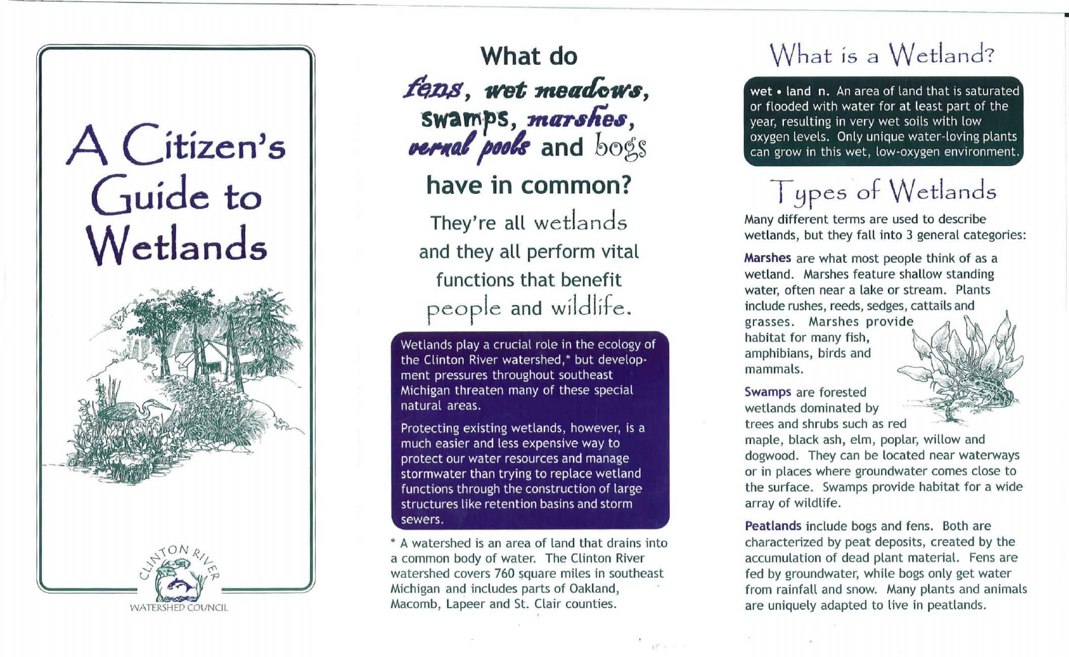# A Citizen's Guide to Wetlands

CLINTON RIVER WATERSHED COUNCIL

## What do *fens*, *wet meadows*, swamps, *marshes*, *vernal pools* and bogs have in common?

They're all wetlands and they all perform vital functions that benefit people and wildlife.

Wetlands play a crucial role in the ecology of the Clinton River watershed,* but development pressures throughout southeast Michigan threaten many of these special natural areas.

Protecting existing wetlands, however, is a much easier and less expensive way to protect our water resources and manage stormwater than trying to replace wetland functions through the construction of large structures like retention basins and storm sewers.

* A watershed is an area of land that drains into a common body of water. The Clinton River watershed covers 760 square miles in southeast Michigan and includes parts of Oakland, Macomb, Lapeer and St. Clair counties.

## What is a Wetland?

**wet • land n.** An area of land that is saturated or flooded with water for at least part of the year, resulting in very wet soils with low oxygen levels. Only unique water-loving plants can grow in this wet, low-oxygen environment.

## Types of Wetlands

Many different terms are used to describe wetlands, but they fall into 3 general categories:

**Marshes** are what most people think of as a wetland. Marshes feature shallow standing water, often near a lake or stream. Plants include rushes, reeds, sedges, cattails and grasses. Marshes provide habitat for many fish, amphibians, birds and mammals.

**Swamps** are forested wetlands dominated by trees and shrubs such as red maple, black ash, elm, poplar, willow and dogwood. They can be located near waterways or in places where groundwater comes close to the surface. Swamps provide habitat for a wide array of wildlife.

**Peatlands** include bogs and fens. Both are characterized by peat deposits, created by the accumulation of dead plant material. Fens are fed by groundwater, while bogs only get water from rainfall and snow. Many plants and animals are uniquely adapted to live in peatlands.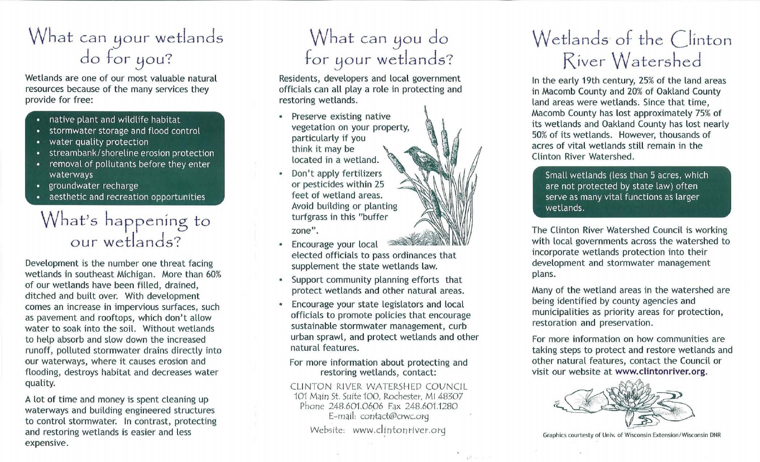# What can your wetlands do for you?

Wetlands are one of our most valuable natural resources because of the many services they provide for free:

- native plant and wildlife habitat
- stormwater storage and flood control
- water quality protection
- streambank/shoreline erosion protection
- removal of pollutants before they enter waterways
- groundwater recharge
- aesthetic and recreation opportunities

# What's happening to our wetlands?

Development is the number one threat facing wetlands in southeast Michigan. More than 60% of our wetlands have been filled, drained, ditched and built over. With development comes an increase in impervious surfaces, such as pavement and rooftops, which don't allow water to soak into the soil. Without wetlands to help absorb and slow down the increased runoff, polluted stormwater drains directly into our waterways, where it causes erosion and flooding, destroys habitat and decreases water quality.

A lot of time and money is spent cleaning up waterways and building engineered structures to control stormwater. In contrast, protecting and restoring wetlands is easier and less expensive.

# What can you do for your wetlands?

Residents, developers and local government officials can all play a role in protecting and restoring wetlands.

- Preserve existing native vegetation on your property, particularly if you think it may be located in a wetland.
- Don't apply fertilizers or pesticides within 25 feet of wetland areas. Avoid building or planting turfgrass in this "buffer zone".
- Encourage your local elected officials to pass ordinances that supplement the state wetlands law.
- Support community planning efforts that protect wetlands and other natural areas.
- Encourage your state legislators and local officials to promote policies that encourage sustainable stormwater management, curb urban sprawl, and protect wetlands and other natural features.

For more information about protecting and restoring wetlands, contact:

CLINTON RIVER WATERSHED COUNCIL
101 Main St. Suite 100, Rochester, MI 48307
Phone 248.601.0606 Fax 248.601.1280
E-mail: contact@crwc.org
Website: www.clintonriver.org

# Wetlands of the Clinton River Watershed

In the early 19th century, 25% of the land areas in Macomb County and 20% of Oakland County land areas were wetlands. Since that time, Macomb County has lost approximately 75% of its wetlands and Oakland County has lost nearly 50% of its wetlands. However, thousands of acres of vital wetlands still remain in the Clinton River Watershed.

Small wetlands (less than 5 acres, which are not protected by state law) often serve as many vital functions as larger wetlands.

The Clinton River Watershed Council is working with local governments across the watershed to incorporate wetlands protection into their development and stormwater management plans.

Many of the wetland areas in the watershed are being identified by county agencies and municipalities as priority areas for protection, restoration and preservation.

For more information on how communities are taking steps to protect and restore wetlands and other natural features, contact the Council or visit our website at **www.clintonriver.org**.

Graphics courtesty of Univ. of Wisconsin Extension/Wisconsin DNR